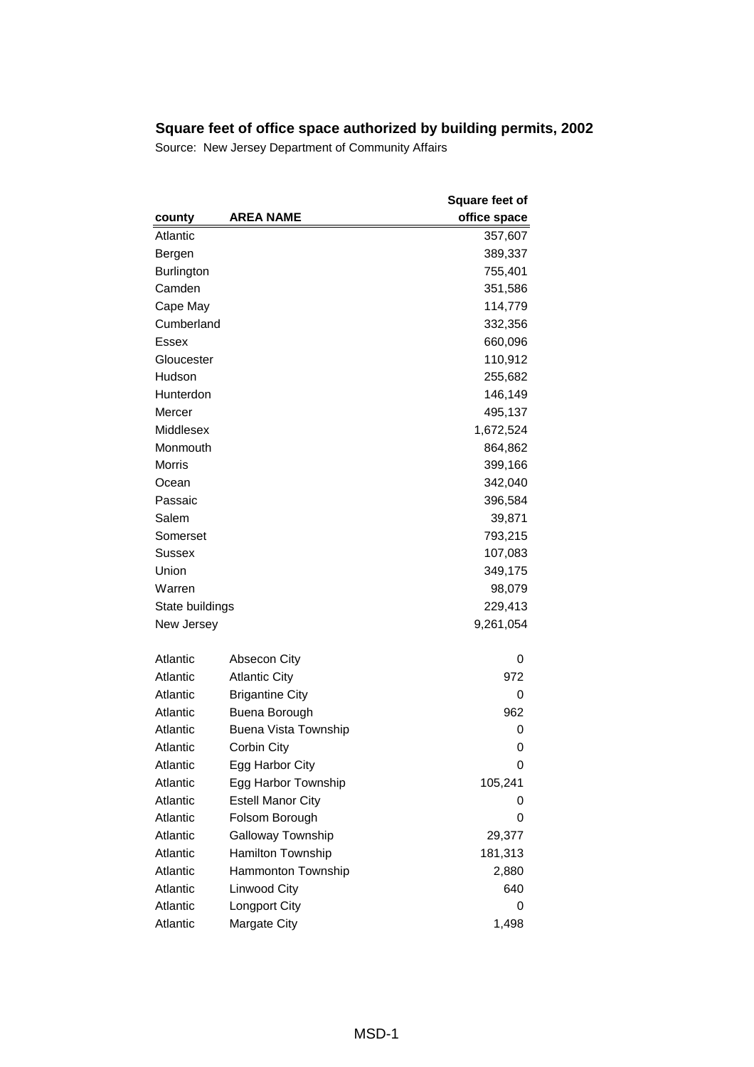# Square feet of office space authorized by building permits, 2002

Source: New Jersey Department of Community Affairs

| county | AREA NAME | Square feet of office space |
|---|---|---|
| Atlantic | | 357,607 |
| Bergen | | 389,337 |
| Burlington | | 755,401 |
| Camden | | 351,586 |
| Cape May | | 114,779 |
| Cumberland | | 332,356 |
| Essex | | 660,096 |
| Gloucester | | 110,912 |
| Hudson | | 255,682 |
| Hunterdon | | 146,149 |
| Mercer | | 495,137 |
| Middlesex | | 1,672,524 |
| Monmouth | | 864,862 |
| Morris | | 399,166 |
| Ocean | | 342,040 |
| Passaic | | 396,584 |
| Salem | | 39,871 |
| Somerset | | 793,215 |
| Sussex | | 107,083 |
| Union | | 349,175 |
| Warren | | 98,079 |
| State buildings | | 229,413 |
| New Jersey | | 9,261,054 |
| | | |
| Atlantic | Absecon City | 0 |
| Atlantic | Atlantic City | 972 |
| Atlantic | Brigantine City | 0 |
| Atlantic | Buena Borough | 962 |
| Atlantic | Buena Vista Township | 0 |
| Atlantic | Corbin City | 0 |
| Atlantic | Egg Harbor City | 0 |
| Atlantic | Egg Harbor Township | 105,241 |
| Atlantic | Estell Manor City | 0 |
| Atlantic | Folsom Borough | 0 |
| Atlantic | Galloway Township | 29,377 |
| Atlantic | Hamilton Township | 181,313 |
| Atlantic | Hammonton Township | 2,880 |
| Atlantic | Linwood City | 640 |
| Atlantic | Longport City | 0 |
| Atlantic | Margate City | 1,498 |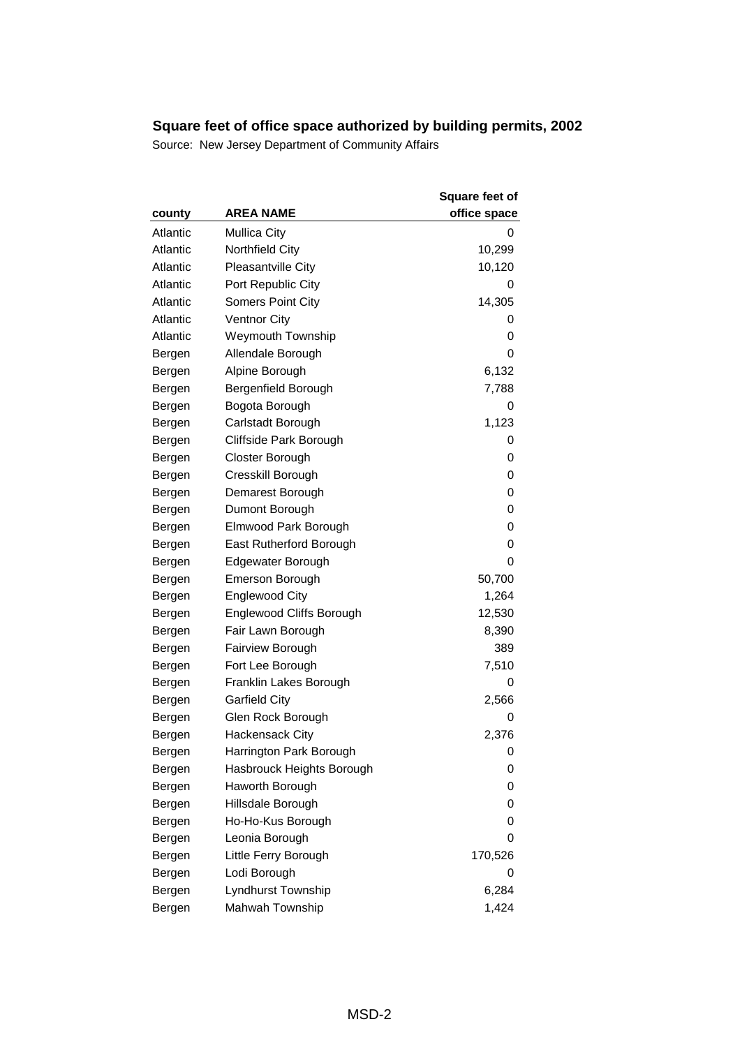## Square feet of office space authorized by building permits, 2002

Source: New Jersey Department of Community Affairs

| county | AREA NAME | Square feet of office space |
|---|---|---|
| Atlantic | Mullica City | 0 |
| Atlantic | Northfield City | 10,299 |
| Atlantic | Pleasantville City | 10,120 |
| Atlantic | Port Republic City | 0 |
| Atlantic | Somers Point City | 14,305 |
| Atlantic | Ventnor City | 0 |
| Atlantic | Weymouth Township | 0 |
| Bergen | Allendale Borough | 0 |
| Bergen | Alpine Borough | 6,132 |
| Bergen | Bergenfield Borough | 7,788 |
| Bergen | Bogota Borough | 0 |
| Bergen | Carlstadt Borough | 1,123 |
| Bergen | Cliffside Park Borough | 0 |
| Bergen | Closter Borough | 0 |
| Bergen | Cresskill Borough | 0 |
| Bergen | Demarest Borough | 0 |
| Bergen | Dumont Borough | 0 |
| Bergen | Elmwood Park Borough | 0 |
| Bergen | East Rutherford Borough | 0 |
| Bergen | Edgewater Borough | 0 |
| Bergen | Emerson Borough | 50,700 |
| Bergen | Englewood City | 1,264 |
| Bergen | Englewood Cliffs Borough | 12,530 |
| Bergen | Fair Lawn Borough | 8,390 |
| Bergen | Fairview Borough | 389 |
| Bergen | Fort Lee Borough | 7,510 |
| Bergen | Franklin Lakes Borough | 0 |
| Bergen | Garfield City | 2,566 |
| Bergen | Glen Rock Borough | 0 |
| Bergen | Hackensack City | 2,376 |
| Bergen | Harrington Park Borough | 0 |
| Bergen | Hasbrouck Heights Borough | 0 |
| Bergen | Haworth Borough | 0 |
| Bergen | Hillsdale Borough | 0 |
| Bergen | Ho-Ho-Kus Borough | 0 |
| Bergen | Leonia Borough | 0 |
| Bergen | Little Ferry Borough | 170,526 |
| Bergen | Lodi Borough | 0 |
| Bergen | Lyndhurst Township | 6,284 |
| Bergen | Mahwah Township | 1,424 |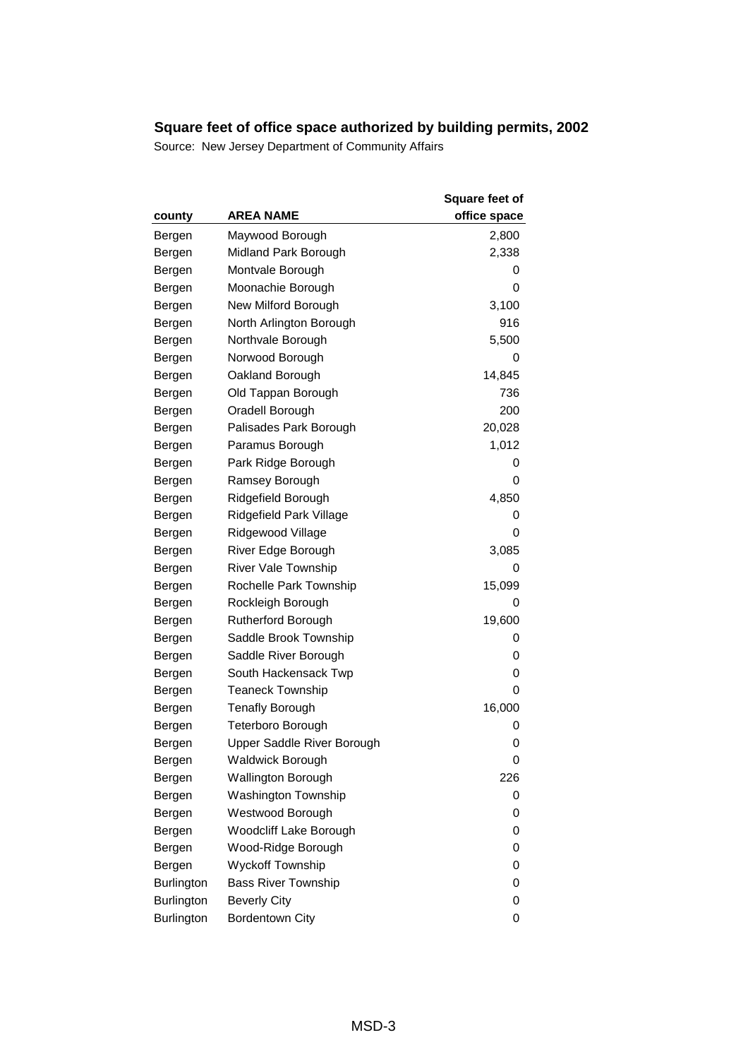## Square feet of office space authorized by building permits, 2002

Source: New Jersey Department of Community Affairs

| county | AREA NAME | Square feet of office space |
|---|---|---|
| Bergen | Maywood Borough | 2,800 |
| Bergen | Midland Park Borough | 2,338 |
| Bergen | Montvale Borough | 0 |
| Bergen | Moonachie Borough | 0 |
| Bergen | New Milford Borough | 3,100 |
| Bergen | North Arlington Borough | 916 |
| Bergen | Northvale Borough | 5,500 |
| Bergen | Norwood Borough | 0 |
| Bergen | Oakland Borough | 14,845 |
| Bergen | Old Tappan Borough | 736 |
| Bergen | Oradell Borough | 200 |
| Bergen | Palisades Park Borough | 20,028 |
| Bergen | Paramus Borough | 1,012 |
| Bergen | Park Ridge Borough | 0 |
| Bergen | Ramsey Borough | 0 |
| Bergen | Ridgefield Borough | 4,850 |
| Bergen | Ridgefield Park Village | 0 |
| Bergen | Ridgewood Village | 0 |
| Bergen | River Edge Borough | 3,085 |
| Bergen | River Vale Township | 0 |
| Bergen | Rochelle Park Township | 15,099 |
| Bergen | Rockleigh Borough | 0 |
| Bergen | Rutherford Borough | 19,600 |
| Bergen | Saddle Brook Township | 0 |
| Bergen | Saddle River Borough | 0 |
| Bergen | South Hackensack Twp | 0 |
| Bergen | Teaneck Township | 0 |
| Bergen | Tenafly Borough | 16,000 |
| Bergen | Teterboro Borough | 0 |
| Bergen | Upper Saddle River Borough | 0 |
| Bergen | Waldwick Borough | 0 |
| Bergen | Wallington Borough | 226 |
| Bergen | Washington Township | 0 |
| Bergen | Westwood Borough | 0 |
| Bergen | Woodcliff Lake Borough | 0 |
| Bergen | Wood-Ridge Borough | 0 |
| Bergen | Wyckoff Township | 0 |
| Burlington | Bass River Township | 0 |
| Burlington | Beverly City | 0 |
| Burlington | Bordentown City | 0 |

MSD-3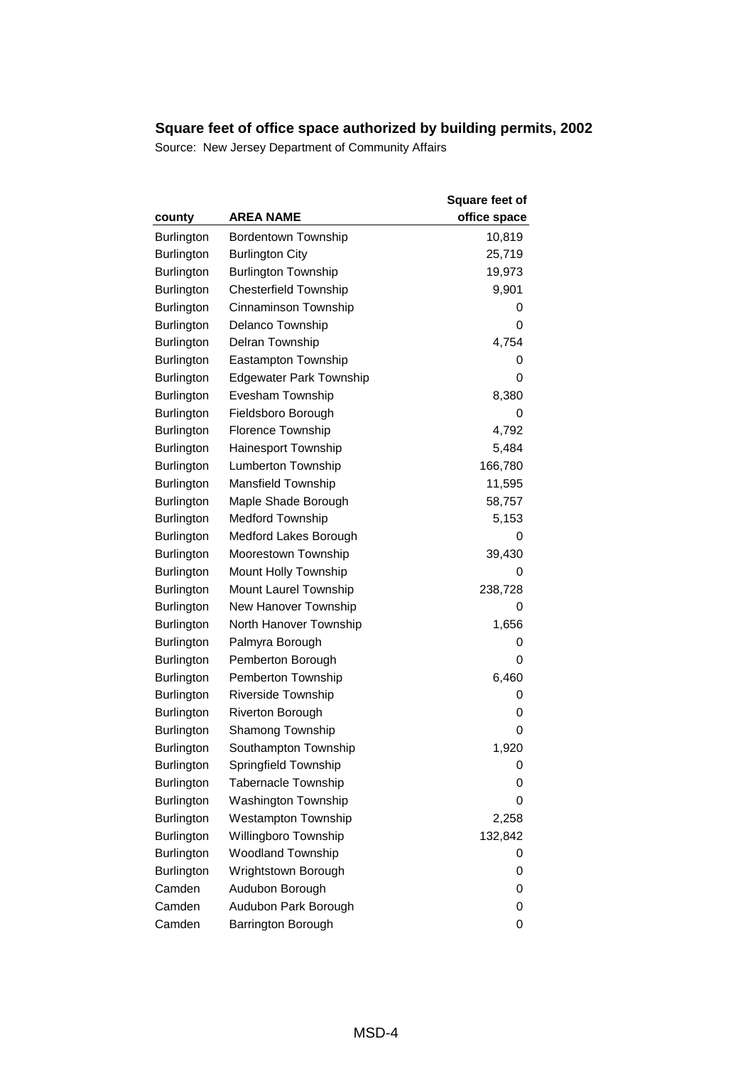## Square feet of office space authorized by building permits, 2002

Source: New Jersey Department of Community Affairs

| county | AREA NAME | Square feet of office space |
|---|---|---:|
| Burlington | Bordentown Township | 10,819 |
| Burlington | Burlington City | 25,719 |
| Burlington | Burlington Township | 19,973 |
| Burlington | Chesterfield Township | 9,901 |
| Burlington | Cinnaminson Township | 0 |
| Burlington | Delanco Township | 0 |
| Burlington | Delran Township | 4,754 |
| Burlington | Eastampton Township | 0 |
| Burlington | Edgewater Park Township | 0 |
| Burlington | Evesham Township | 8,380 |
| Burlington | Fieldsboro Borough | 0 |
| Burlington | Florence Township | 4,792 |
| Burlington | Hainesport Township | 5,484 |
| Burlington | Lumberton Township | 166,780 |
| Burlington | Mansfield Township | 11,595 |
| Burlington | Maple Shade Borough | 58,757 |
| Burlington | Medford Township | 5,153 |
| Burlington | Medford Lakes Borough | 0 |
| Burlington | Moorestown Township | 39,430 |
| Burlington | Mount Holly Township | 0 |
| Burlington | Mount Laurel Township | 238,728 |
| Burlington | New Hanover Township | 0 |
| Burlington | North Hanover Township | 1,656 |
| Burlington | Palmyra Borough | 0 |
| Burlington | Pemberton Borough | 0 |
| Burlington | Pemberton Township | 6,460 |
| Burlington | Riverside Township | 0 |
| Burlington | Riverton Borough | 0 |
| Burlington | Shamong Township | 0 |
| Burlington | Southampton Township | 1,920 |
| Burlington | Springfield Township | 0 |
| Burlington | Tabernacle Township | 0 |
| Burlington | Washington Township | 0 |
| Burlington | Westampton Township | 2,258 |
| Burlington | Willingboro Township | 132,842 |
| Burlington | Woodland Township | 0 |
| Burlington | Wrightstown Borough | 0 |
| Camden | Audubon Borough | 0 |
| Camden | Audubon Park Borough | 0 |
| Camden | Barrington Borough | 0 |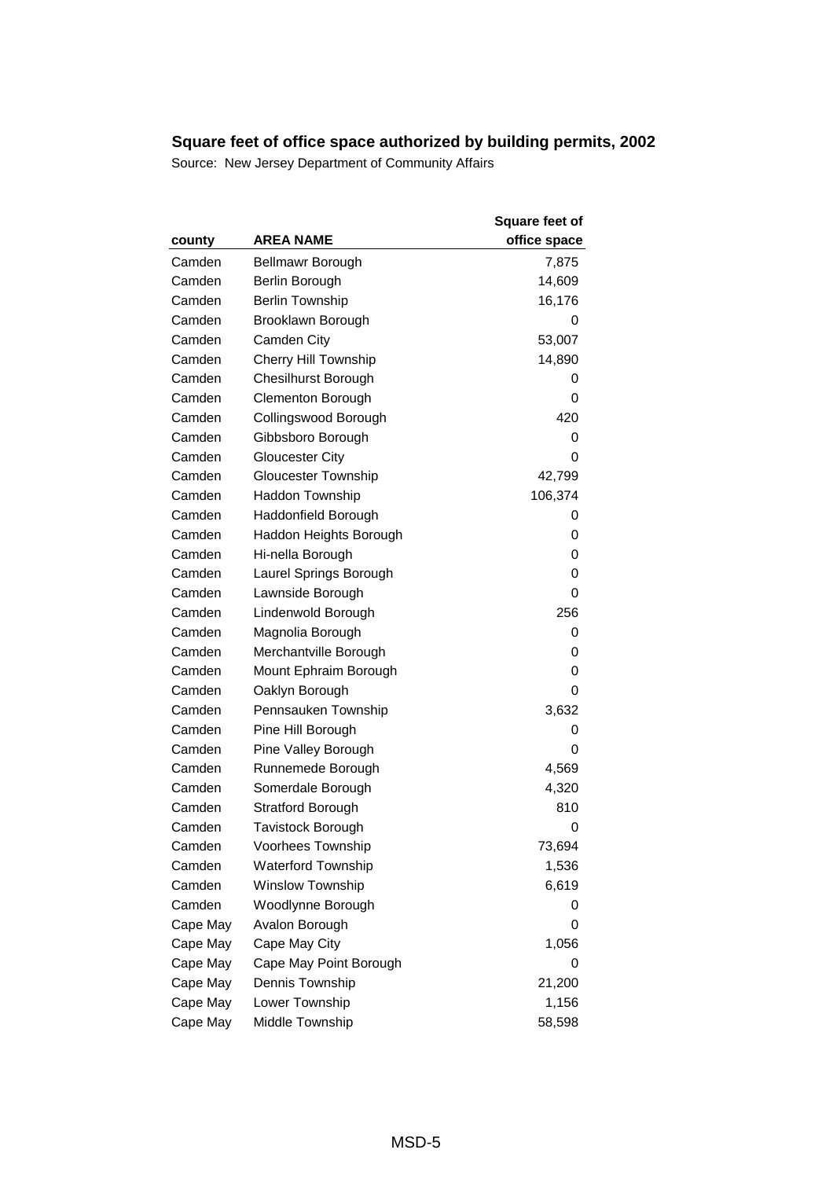## Square feet of office space authorized by building permits, 2002

Source: New Jersey Department of Community Affairs

| county | AREA NAME | Square feet of office space |
|---|---|---|
| Camden | Bellmawr Borough | 7,875 |
| Camden | Berlin Borough | 14,609 |
| Camden | Berlin Township | 16,176 |
| Camden | Brooklawn Borough | 0 |
| Camden | Camden City | 53,007 |
| Camden | Cherry Hill Township | 14,890 |
| Camden | Chesilhurst Borough | 0 |
| Camden | Clementon Borough | 0 |
| Camden | Collingswood Borough | 420 |
| Camden | Gibbsboro Borough | 0 |
| Camden | Gloucester City | 0 |
| Camden | Gloucester Township | 42,799 |
| Camden | Haddon Township | 106,374 |
| Camden | Haddonfield Borough | 0 |
| Camden | Haddon Heights Borough | 0 |
| Camden | Hi-nella Borough | 0 |
| Camden | Laurel Springs Borough | 0 |
| Camden | Lawnside Borough | 0 |
| Camden | Lindenwold Borough | 256 |
| Camden | Magnolia Borough | 0 |
| Camden | Merchantville Borough | 0 |
| Camden | Mount Ephraim Borough | 0 |
| Camden | Oaklyn Borough | 0 |
| Camden | Pennsauken Township | 3,632 |
| Camden | Pine Hill Borough | 0 |
| Camden | Pine Valley Borough | 0 |
| Camden | Runnemede Borough | 4,569 |
| Camden | Somerdale Borough | 4,320 |
| Camden | Stratford Borough | 810 |
| Camden | Tavistock Borough | 0 |
| Camden | Voorhees Township | 73,694 |
| Camden | Waterford Township | 1,536 |
| Camden | Winslow Township | 6,619 |
| Camden | Woodlynne Borough | 0 |
| Cape May | Avalon Borough | 0 |
| Cape May | Cape May City | 1,056 |
| Cape May | Cape May Point Borough | 0 |
| Cape May | Dennis Township | 21,200 |
| Cape May | Lower Township | 1,156 |
| Cape May | Middle Township | 58,598 |

MSD-5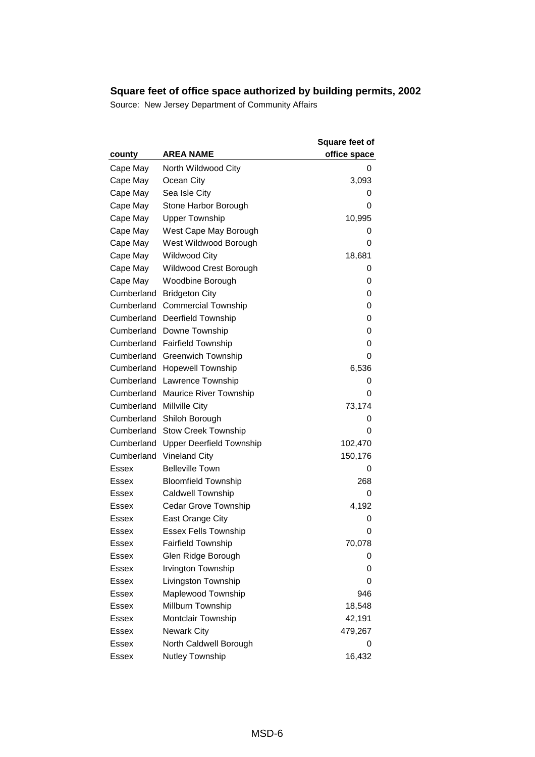## Square feet of office space authorized by building permits, 2002

Source: New Jersey Department of Community Affairs

| county | AREA NAME | Square feet of office space |
|---|---|---|
| Cape May | North Wildwood City | 0 |
| Cape May | Ocean City | 3,093 |
| Cape May | Sea Isle City | 0 |
| Cape May | Stone Harbor Borough | 0 |
| Cape May | Upper Township | 10,995 |
| Cape May | West Cape May Borough | 0 |
| Cape May | West Wildwood Borough | 0 |
| Cape May | Wildwood City | 18,681 |
| Cape May | Wildwood Crest Borough | 0 |
| Cape May | Woodbine Borough | 0 |
| Cumberland | Bridgeton City | 0 |
| Cumberland | Commercial Township | 0 |
| Cumberland | Deerfield Township | 0 |
| Cumberland | Downe Township | 0 |
| Cumberland | Fairfield Township | 0 |
| Cumberland | Greenwich Township | 0 |
| Cumberland | Hopewell Township | 6,536 |
| Cumberland | Lawrence Township | 0 |
| Cumberland | Maurice River Township | 0 |
| Cumberland | Millville City | 73,174 |
| Cumberland | Shiloh Borough | 0 |
| Cumberland | Stow Creek Township | 0 |
| Cumberland | Upper Deerfield Township | 102,470 |
| Cumberland | Vineland City | 150,176 |
| Essex | Belleville Town | 0 |
| Essex | Bloomfield Township | 268 |
| Essex | Caldwell Township | 0 |
| Essex | Cedar Grove Township | 4,192 |
| Essex | East Orange City | 0 |
| Essex | Essex Fells Township | 0 |
| Essex | Fairfield Township | 70,078 |
| Essex | Glen Ridge Borough | 0 |
| Essex | Irvington Township | 0 |
| Essex | Livingston Township | 0 |
| Essex | Maplewood Township | 946 |
| Essex | Millburn Township | 18,548 |
| Essex | Montclair Township | 42,191 |
| Essex | Newark City | 479,267 |
| Essex | North Caldwell Borough | 0 |
| Essex | Nutley Township | 16,432 |

MSD-6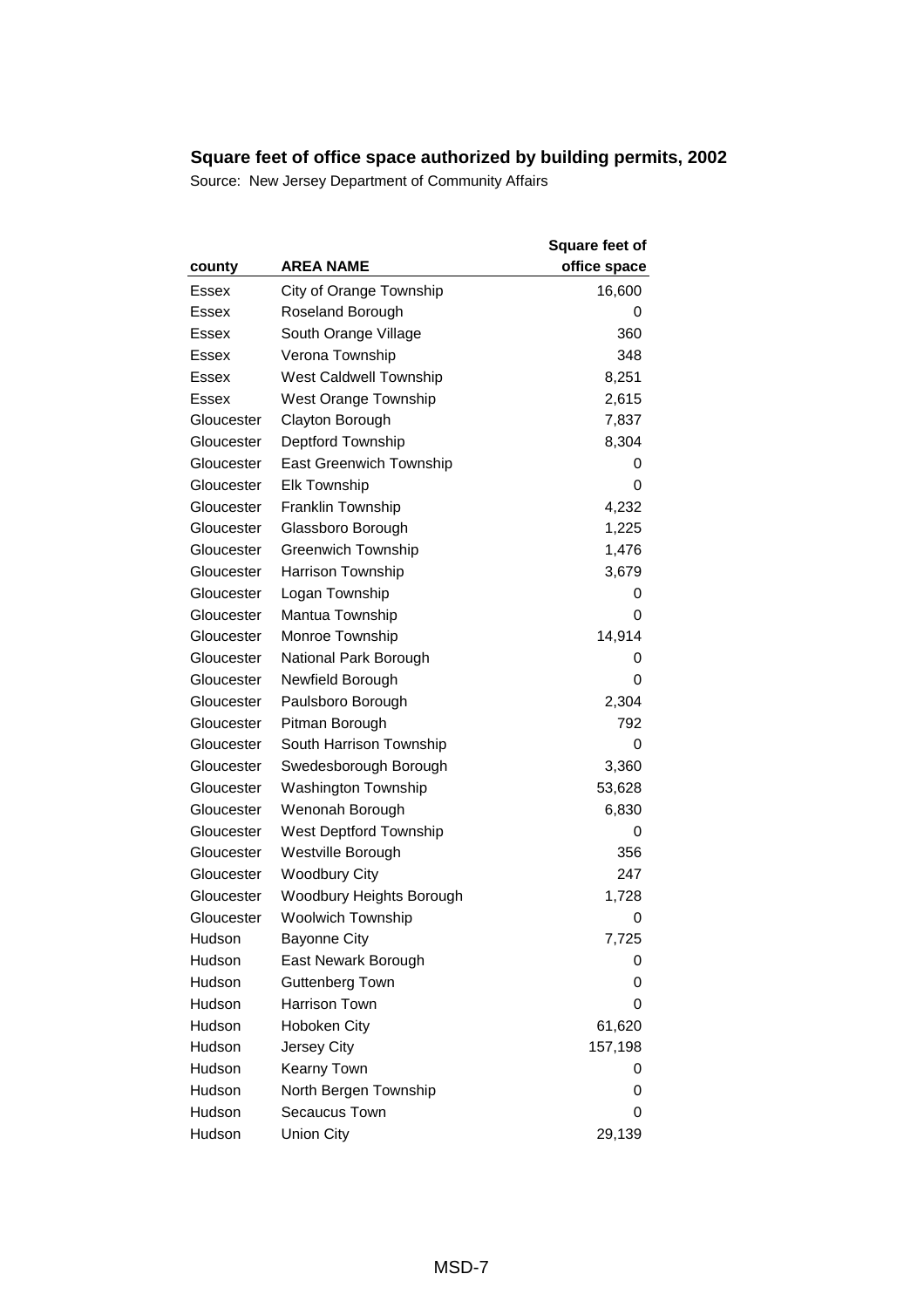## Square feet of office space authorized by building permits, 2002

Source: New Jersey Department of Community Affairs

| county | AREA NAME | Square feet of office space |
|---|---|---|
| Essex | City of Orange Township | 16,600 |
| Essex | Roseland Borough | 0 |
| Essex | South Orange Village | 360 |
| Essex | Verona Township | 348 |
| Essex | West Caldwell Township | 8,251 |
| Essex | West Orange Township | 2,615 |
| Gloucester | Clayton Borough | 7,837 |
| Gloucester | Deptford Township | 8,304 |
| Gloucester | East Greenwich Township | 0 |
| Gloucester | Elk Township | 0 |
| Gloucester | Franklin Township | 4,232 |
| Gloucester | Glassboro Borough | 1,225 |
| Gloucester | Greenwich Township | 1,476 |
| Gloucester | Harrison Township | 3,679 |
| Gloucester | Logan Township | 0 |
| Gloucester | Mantua Township | 0 |
| Gloucester | Monroe Township | 14,914 |
| Gloucester | National Park Borough | 0 |
| Gloucester | Newfield Borough | 0 |
| Gloucester | Paulsboro Borough | 2,304 |
| Gloucester | Pitman Borough | 792 |
| Gloucester | South Harrison Township | 0 |
| Gloucester | Swedesborough Borough | 3,360 |
| Gloucester | Washington Township | 53,628 |
| Gloucester | Wenonah Borough | 6,830 |
| Gloucester | West Deptford Township | 0 |
| Gloucester | Westville Borough | 356 |
| Gloucester | Woodbury City | 247 |
| Gloucester | Woodbury Heights Borough | 1,728 |
| Gloucester | Woolwich Township | 0 |
| Hudson | Bayonne City | 7,725 |
| Hudson | East Newark Borough | 0 |
| Hudson | Guttenberg Town | 0 |
| Hudson | Harrison Town | 0 |
| Hudson | Hoboken City | 61,620 |
| Hudson | Jersey City | 157,198 |
| Hudson | Kearny Town | 0 |
| Hudson | North Bergen Township | 0 |
| Hudson | Secaucus Town | 0 |
| Hudson | Union City | 29,139 |

MSD-7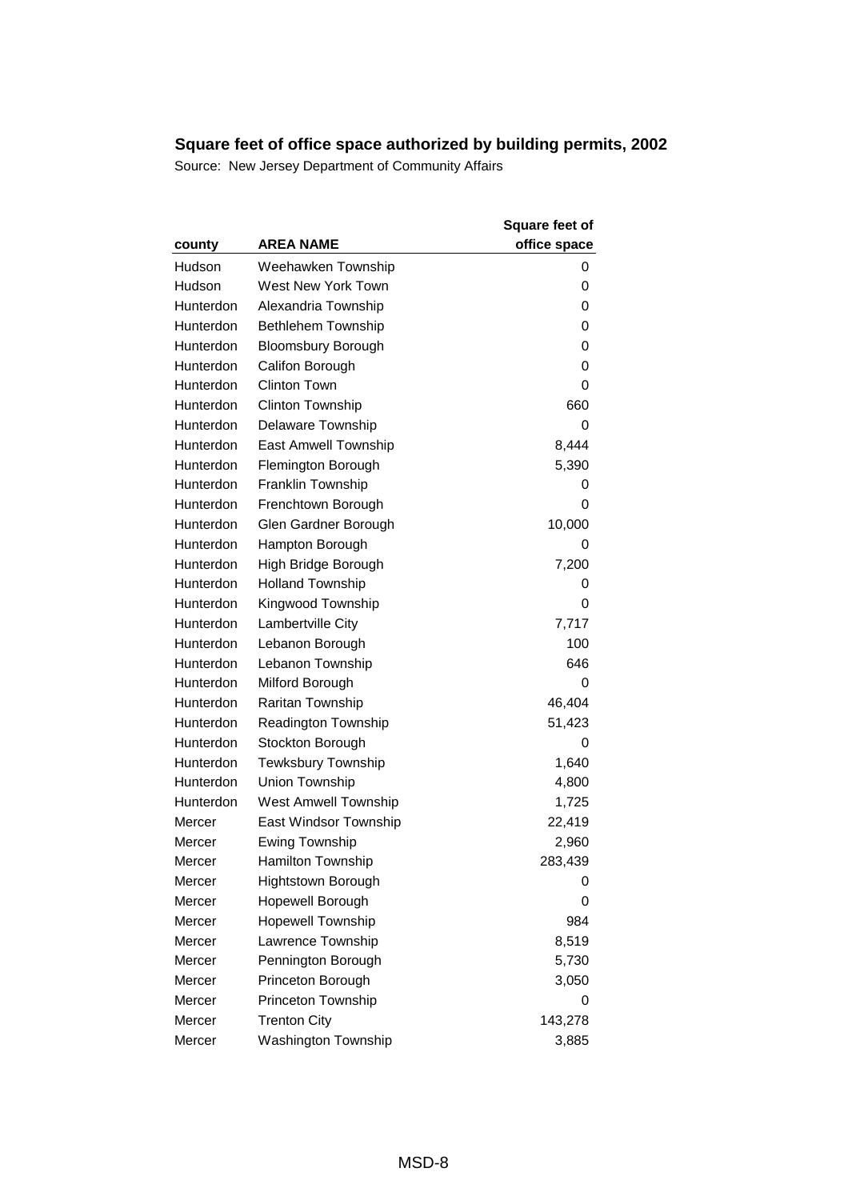## Square feet of office space authorized by building permits, 2002

Source: New Jersey Department of Community Affairs

| county | AREA NAME | Square feet of office space |
|---|---|---|
| Hudson | Weehawken Township | 0 |
| Hudson | West New York Town | 0 |
| Hunterdon | Alexandria Township | 0 |
| Hunterdon | Bethlehem Township | 0 |
| Hunterdon | Bloomsbury Borough | 0 |
| Hunterdon | Califon Borough | 0 |
| Hunterdon | Clinton Town | 0 |
| Hunterdon | Clinton Township | 660 |
| Hunterdon | Delaware Township | 0 |
| Hunterdon | East Amwell Township | 8,444 |
| Hunterdon | Flemington Borough | 5,390 |
| Hunterdon | Franklin Township | 0 |
| Hunterdon | Frenchtown Borough | 0 |
| Hunterdon | Glen Gardner Borough | 10,000 |
| Hunterdon | Hampton Borough | 0 |
| Hunterdon | High Bridge Borough | 7,200 |
| Hunterdon | Holland Township | 0 |
| Hunterdon | Kingwood Township | 0 |
| Hunterdon | Lambertville City | 7,717 |
| Hunterdon | Lebanon Borough | 100 |
| Hunterdon | Lebanon Township | 646 |
| Hunterdon | Milford Borough | 0 |
| Hunterdon | Raritan Township | 46,404 |
| Hunterdon | Readington Township | 51,423 |
| Hunterdon | Stockton Borough | 0 |
| Hunterdon | Tewksbury Township | 1,640 |
| Hunterdon | Union Township | 4,800 |
| Hunterdon | West Amwell Township | 1,725 |
| Mercer | East Windsor Township | 22,419 |
| Mercer | Ewing Township | 2,960 |
| Mercer | Hamilton Township | 283,439 |
| Mercer | Hightstown Borough | 0 |
| Mercer | Hopewell Borough | 0 |
| Mercer | Hopewell Township | 984 |
| Mercer | Lawrence Township | 8,519 |
| Mercer | Pennington Borough | 5,730 |
| Mercer | Princeton Borough | 3,050 |
| Mercer | Princeton Township | 0 |
| Mercer | Trenton City | 143,278 |
| Mercer | Washington Township | 3,885 |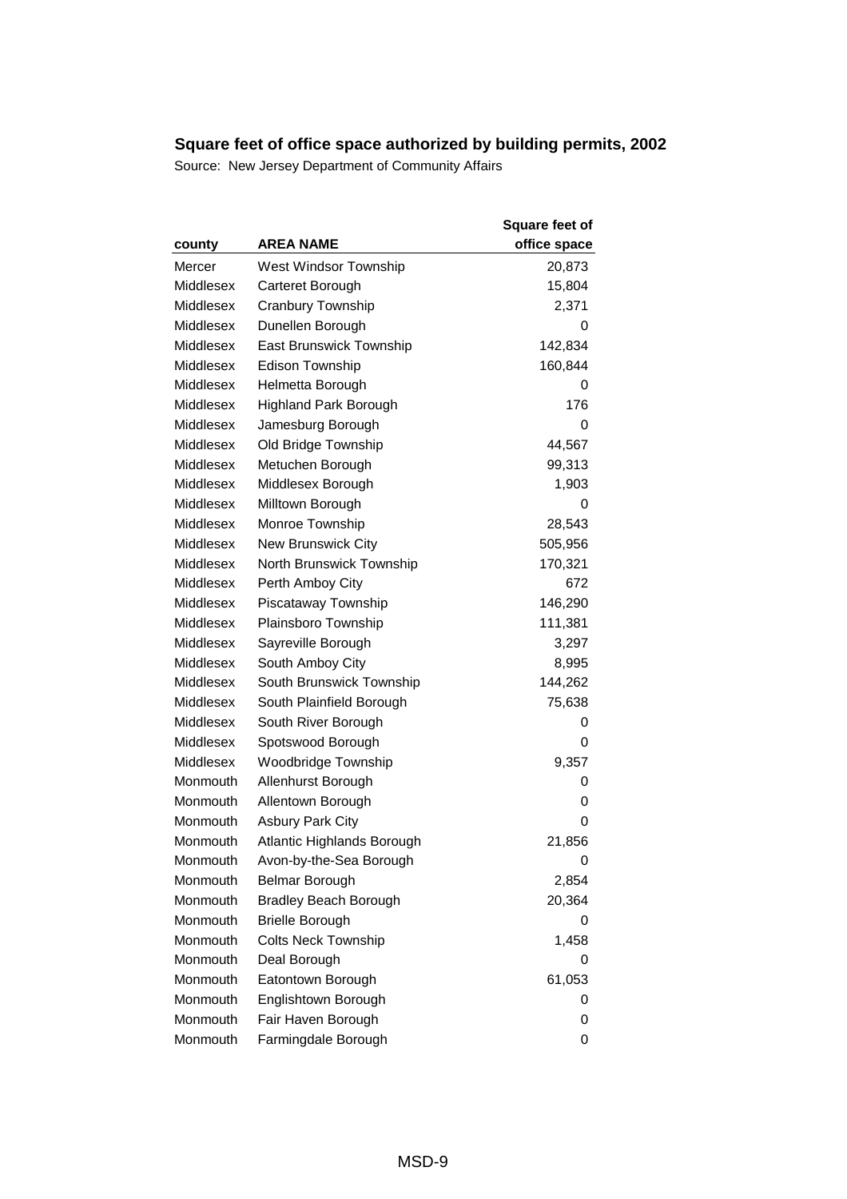## Square feet of office space authorized by building permits, 2002

Source: New Jersey Department of Community Affairs

| county | AREA NAME | Square feet of office space |
|---|---|---|
| Mercer | West Windsor Township | 20,873 |
| Middlesex | Carteret Borough | 15,804 |
| Middlesex | Cranbury Township | 2,371 |
| Middlesex | Dunellen Borough | 0 |
| Middlesex | East Brunswick Township | 142,834 |
| Middlesex | Edison Township | 160,844 |
| Middlesex | Helmetta Borough | 0 |
| Middlesex | Highland Park Borough | 176 |
| Middlesex | Jamesburg Borough | 0 |
| Middlesex | Old Bridge Township | 44,567 |
| Middlesex | Metuchen Borough | 99,313 |
| Middlesex | Middlesex Borough | 1,903 |
| Middlesex | Milltown Borough | 0 |
| Middlesex | Monroe Township | 28,543 |
| Middlesex | New Brunswick City | 505,956 |
| Middlesex | North Brunswick Township | 170,321 |
| Middlesex | Perth Amboy City | 672 |
| Middlesex | Piscataway Township | 146,290 |
| Middlesex | Plainsboro Township | 111,381 |
| Middlesex | Sayreville Borough | 3,297 |
| Middlesex | South Amboy City | 8,995 |
| Middlesex | South Brunswick Township | 144,262 |
| Middlesex | South Plainfield Borough | 75,638 |
| Middlesex | South River Borough | 0 |
| Middlesex | Spotswood Borough | 0 |
| Middlesex | Woodbridge Township | 9,357 |
| Monmouth | Allenhurst Borough | 0 |
| Monmouth | Allentown Borough | 0 |
| Monmouth | Asbury Park City | 0 |
| Monmouth | Atlantic Highlands Borough | 21,856 |
| Monmouth | Avon-by-the-Sea Borough | 0 |
| Monmouth | Belmar Borough | 2,854 |
| Monmouth | Bradley Beach Borough | 20,364 |
| Monmouth | Brielle Borough | 0 |
| Monmouth | Colts Neck Township | 1,458 |
| Monmouth | Deal Borough | 0 |
| Monmouth | Eatontown Borough | 61,053 |
| Monmouth | Englishtown Borough | 0 |
| Monmouth | Fair Haven Borough | 0 |
| Monmouth | Farmingdale Borough | 0 |

MSD-9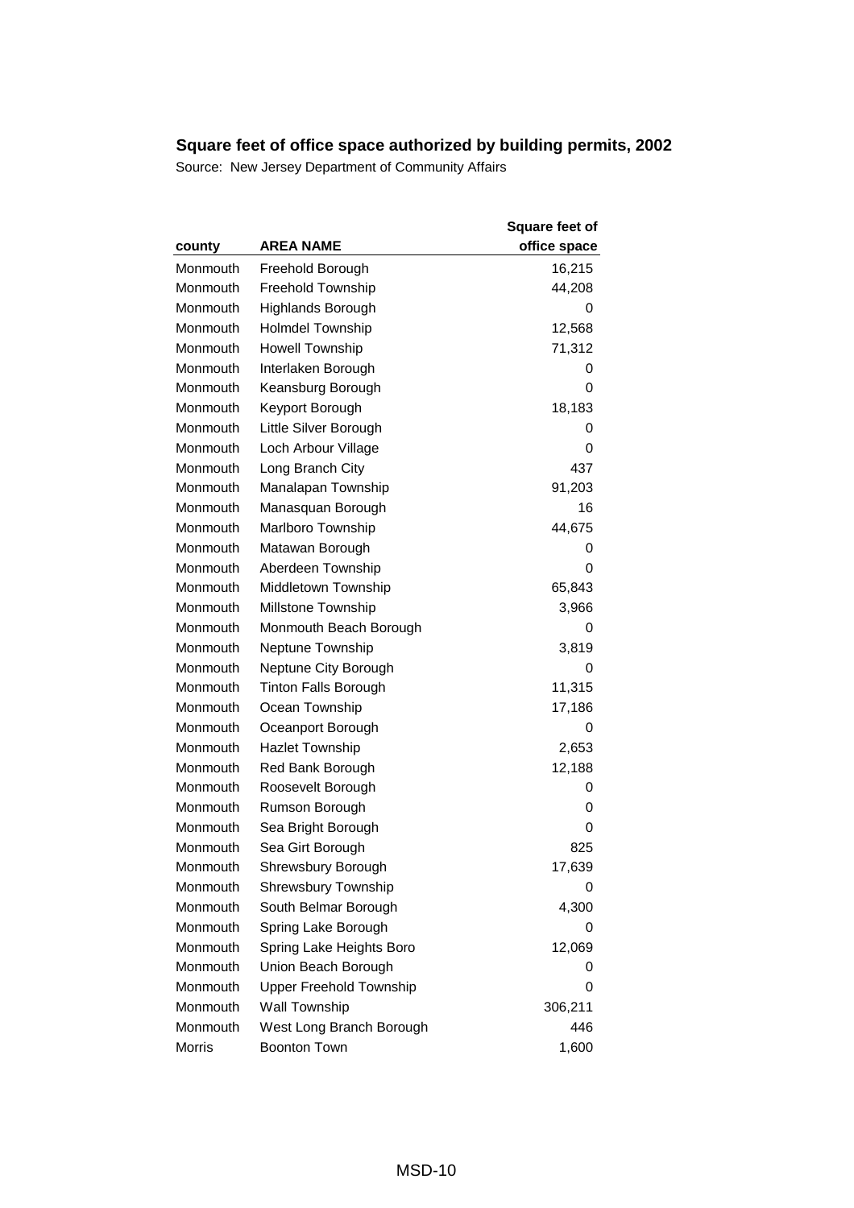## Square feet of office space authorized by building permits, 2002

Source: New Jersey Department of Community Affairs

| county | AREA NAME | Square feet of office space |
|---|---|---|
| Monmouth | Freehold Borough | 16,215 |
| Monmouth | Freehold Township | 44,208 |
| Monmouth | Highlands Borough | 0 |
| Monmouth | Holmdel Township | 12,568 |
| Monmouth | Howell Township | 71,312 |
| Monmouth | Interlaken Borough | 0 |
| Monmouth | Keansburg Borough | 0 |
| Monmouth | Keyport Borough | 18,183 |
| Monmouth | Little Silver Borough | 0 |
| Monmouth | Loch Arbour Village | 0 |
| Monmouth | Long Branch City | 437 |
| Monmouth | Manalapan Township | 91,203 |
| Monmouth | Manasquan Borough | 16 |
| Monmouth | Marlboro Township | 44,675 |
| Monmouth | Matawan Borough | 0 |
| Monmouth | Aberdeen Township | 0 |
| Monmouth | Middletown Township | 65,843 |
| Monmouth | Millstone Township | 3,966 |
| Monmouth | Monmouth Beach Borough | 0 |
| Monmouth | Neptune Township | 3,819 |
| Monmouth | Neptune City Borough | 0 |
| Monmouth | Tinton Falls Borough | 11,315 |
| Monmouth | Ocean Township | 17,186 |
| Monmouth | Oceanport Borough | 0 |
| Monmouth | Hazlet Township | 2,653 |
| Monmouth | Red Bank Borough | 12,188 |
| Monmouth | Roosevelt Borough | 0 |
| Monmouth | Rumson Borough | 0 |
| Monmouth | Sea Bright Borough | 0 |
| Monmouth | Sea Girt Borough | 825 |
| Monmouth | Shrewsbury Borough | 17,639 |
| Monmouth | Shrewsbury Township | 0 |
| Monmouth | South Belmar Borough | 4,300 |
| Monmouth | Spring Lake Borough | 0 |
| Monmouth | Spring Lake Heights Boro | 12,069 |
| Monmouth | Union Beach Borough | 0 |
| Monmouth | Upper Freehold Township | 0 |
| Monmouth | Wall Township | 306,211 |
| Monmouth | West Long Branch Borough | 446 |
| Morris | Boonton Town | 1,600 |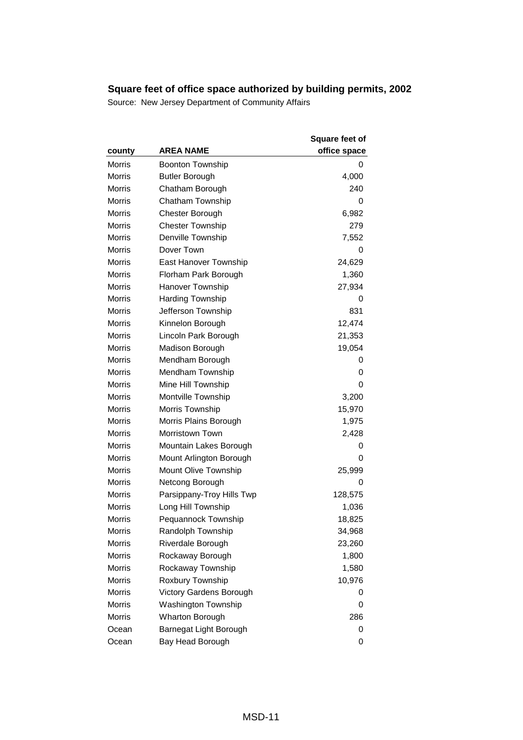## Square feet of office space authorized by building permits, 2002

Source: New Jersey Department of Community Affairs

| county | AREA NAME | Square feet of office space |
|---|---|---|
| Morris | Boonton Township | 0 |
| Morris | Butler Borough | 4,000 |
| Morris | Chatham Borough | 240 |
| Morris | Chatham Township | 0 |
| Morris | Chester Borough | 6,982 |
| Morris | Chester Township | 279 |
| Morris | Denville Township | 7,552 |
| Morris | Dover Town | 0 |
| Morris | East Hanover Township | 24,629 |
| Morris | Florham Park Borough | 1,360 |
| Morris | Hanover Township | 27,934 |
| Morris | Harding Township | 0 |
| Morris | Jefferson Township | 831 |
| Morris | Kinnelon Borough | 12,474 |
| Morris | Lincoln Park Borough | 21,353 |
| Morris | Madison Borough | 19,054 |
| Morris | Mendham Borough | 0 |
| Morris | Mendham Township | 0 |
| Morris | Mine Hill Township | 0 |
| Morris | Montville Township | 3,200 |
| Morris | Morris Township | 15,970 |
| Morris | Morris Plains Borough | 1,975 |
| Morris | Morristown Town | 2,428 |
| Morris | Mountain Lakes Borough | 0 |
| Morris | Mount Arlington Borough | 0 |
| Morris | Mount Olive Township | 25,999 |
| Morris | Netcong Borough | 0 |
| Morris | Parsippany-Troy Hills Twp | 128,575 |
| Morris | Long Hill Township | 1,036 |
| Morris | Pequannock Township | 18,825 |
| Morris | Randolph Township | 34,968 |
| Morris | Riverdale Borough | 23,260 |
| Morris | Rockaway Borough | 1,800 |
| Morris | Rockaway Township | 1,580 |
| Morris | Roxbury Township | 10,976 |
| Morris | Victory Gardens Borough | 0 |
| Morris | Washington Township | 0 |
| Morris | Wharton Borough | 286 |
| Ocean | Barnegat Light Borough | 0 |
| Ocean | Bay Head Borough | 0 |

MSD-11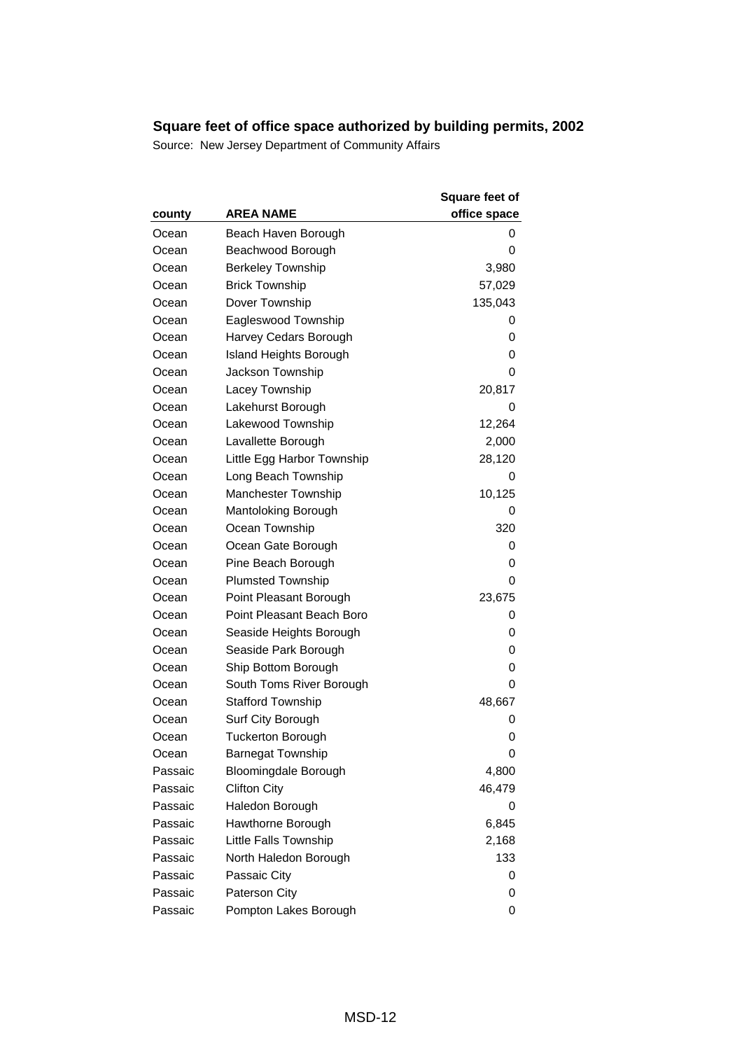## Square feet of office space authorized by building permits, 2002

Source: New Jersey Department of Community Affairs

| county | AREA NAME | Square feet of office space |
|---|---|---|
| Ocean | Beach Haven Borough | 0 |
| Ocean | Beachwood Borough | 0 |
| Ocean | Berkeley Township | 3,980 |
| Ocean | Brick Township | 57,029 |
| Ocean | Dover Township | 135,043 |
| Ocean | Eagleswood Township | 0 |
| Ocean | Harvey Cedars Borough | 0 |
| Ocean | Island Heights Borough | 0 |
| Ocean | Jackson Township | 0 |
| Ocean | Lacey Township | 20,817 |
| Ocean | Lakehurst Borough | 0 |
| Ocean | Lakewood Township | 12,264 |
| Ocean | Lavallette Borough | 2,000 |
| Ocean | Little Egg Harbor Township | 28,120 |
| Ocean | Long Beach Township | 0 |
| Ocean | Manchester Township | 10,125 |
| Ocean | Mantoloking Borough | 0 |
| Ocean | Ocean Township | 320 |
| Ocean | Ocean Gate Borough | 0 |
| Ocean | Pine Beach Borough | 0 |
| Ocean | Plumsted Township | 0 |
| Ocean | Point Pleasant Borough | 23,675 |
| Ocean | Point Pleasant Beach Boro | 0 |
| Ocean | Seaside Heights Borough | 0 |
| Ocean | Seaside Park Borough | 0 |
| Ocean | Ship Bottom Borough | 0 |
| Ocean | South Toms River Borough | 0 |
| Ocean | Stafford Township | 48,667 |
| Ocean | Surf City Borough | 0 |
| Ocean | Tuckerton Borough | 0 |
| Ocean | Barnegat Township | 0 |
| Passaic | Bloomingdale Borough | 4,800 |
| Passaic | Clifton City | 46,479 |
| Passaic | Haledon Borough | 0 |
| Passaic | Hawthorne Borough | 6,845 |
| Passaic | Little Falls Township | 2,168 |
| Passaic | North Haledon Borough | 133 |
| Passaic | Passaic City | 0 |
| Passaic | Paterson City | 0 |
| Passaic | Pompton Lakes Borough | 0 |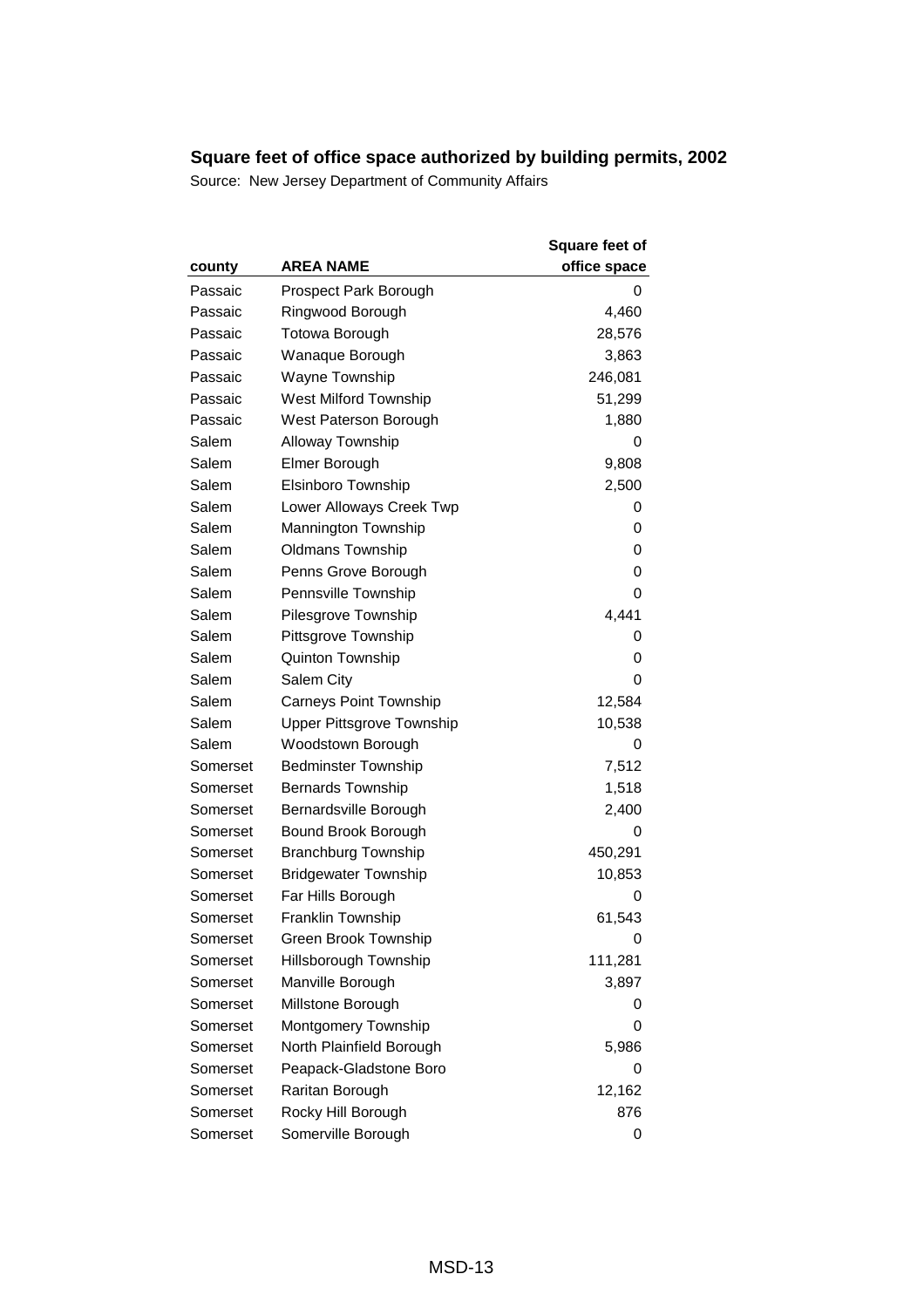## Square feet of office space authorized by building permits, 2002

Source: New Jersey Department of Community Affairs

| county | AREA NAME | Square feet of office space |
|---|---|---|
| Passaic | Prospect Park Borough | 0 |
| Passaic | Ringwood Borough | 4,460 |
| Passaic | Totowa Borough | 28,576 |
| Passaic | Wanaque Borough | 3,863 |
| Passaic | Wayne Township | 246,081 |
| Passaic | West Milford Township | 51,299 |
| Passaic | West Paterson Borough | 1,880 |
| Salem | Alloway Township | 0 |
| Salem | Elmer Borough | 9,808 |
| Salem | Elsinboro Township | 2,500 |
| Salem | Lower Alloways Creek Twp | 0 |
| Salem | Mannington Township | 0 |
| Salem | Oldmans Township | 0 |
| Salem | Penns Grove Borough | 0 |
| Salem | Pennsville Township | 0 |
| Salem | Pilesgrove Township | 4,441 |
| Salem | Pittsgrove Township | 0 |
| Salem | Quinton Township | 0 |
| Salem | Salem City | 0 |
| Salem | Carneys Point Township | 12,584 |
| Salem | Upper Pittsgrove Township | 10,538 |
| Salem | Woodstown Borough | 0 |
| Somerset | Bedminster Township | 7,512 |
| Somerset | Bernards Township | 1,518 |
| Somerset | Bernardsville Borough | 2,400 |
| Somerset | Bound Brook Borough | 0 |
| Somerset | Branchburg Township | 450,291 |
| Somerset | Bridgewater Township | 10,853 |
| Somerset | Far Hills Borough | 0 |
| Somerset | Franklin Township | 61,543 |
| Somerset | Green Brook Township | 0 |
| Somerset | Hillsborough Township | 111,281 |
| Somerset | Manville Borough | 3,897 |
| Somerset | Millstone Borough | 0 |
| Somerset | Montgomery Township | 0 |
| Somerset | North Plainfield Borough | 5,986 |
| Somerset | Peapack-Gladstone Boro | 0 |
| Somerset | Raritan Borough | 12,162 |
| Somerset | Rocky Hill Borough | 876 |
| Somerset | Somerville Borough | 0 |

MSD-13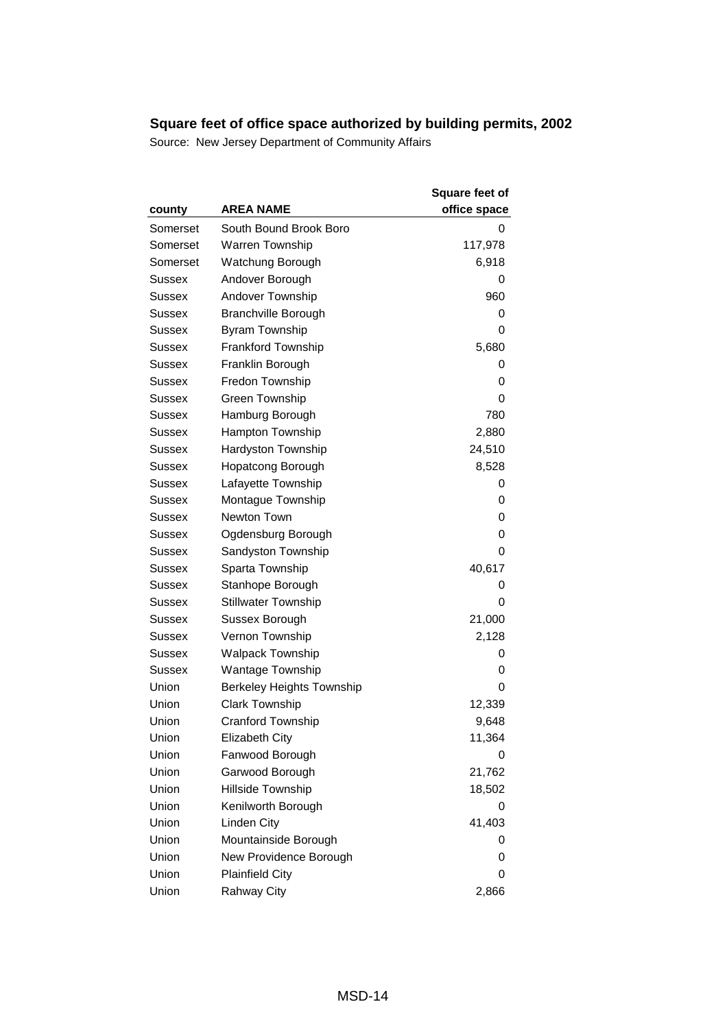## Square feet of office space authorized by building permits, 2002

Source: New Jersey Department of Community Affairs

| county | AREA NAME | Square feet of office space |
|---|---|---|
| Somerset | South Bound Brook Boro | 0 |
| Somerset | Warren Township | 117,978 |
| Somerset | Watchung Borough | 6,918 |
| Sussex | Andover Borough | 0 |
| Sussex | Andover Township | 960 |
| Sussex | Branchville Borough | 0 |
| Sussex | Byram Township | 0 |
| Sussex | Frankford Township | 5,680 |
| Sussex | Franklin Borough | 0 |
| Sussex | Fredon Township | 0 |
| Sussex | Green Township | 0 |
| Sussex | Hamburg Borough | 780 |
| Sussex | Hampton Township | 2,880 |
| Sussex | Hardyston Township | 24,510 |
| Sussex | Hopatcong Borough | 8,528 |
| Sussex | Lafayette Township | 0 |
| Sussex | Montague Township | 0 |
| Sussex | Newton Town | 0 |
| Sussex | Ogdensburg Borough | 0 |
| Sussex | Sandyston Township | 0 |
| Sussex | Sparta Township | 40,617 |
| Sussex | Stanhope Borough | 0 |
| Sussex | Stillwater Township | 0 |
| Sussex | Sussex Borough | 21,000 |
| Sussex | Vernon Township | 2,128 |
| Sussex | Walpack Township | 0 |
| Sussex | Wantage Township | 0 |
| Union | Berkeley Heights Township | 0 |
| Union | Clark Township | 12,339 |
| Union | Cranford Township | 9,648 |
| Union | Elizabeth City | 11,364 |
| Union | Fanwood Borough | 0 |
| Union | Garwood Borough | 21,762 |
| Union | Hillside Township | 18,502 |
| Union | Kenilworth Borough | 0 |
| Union | Linden City | 41,403 |
| Union | Mountainside Borough | 0 |
| Union | New Providence Borough | 0 |
| Union | Plainfield City | 0 |
| Union | Rahway City | 2,866 |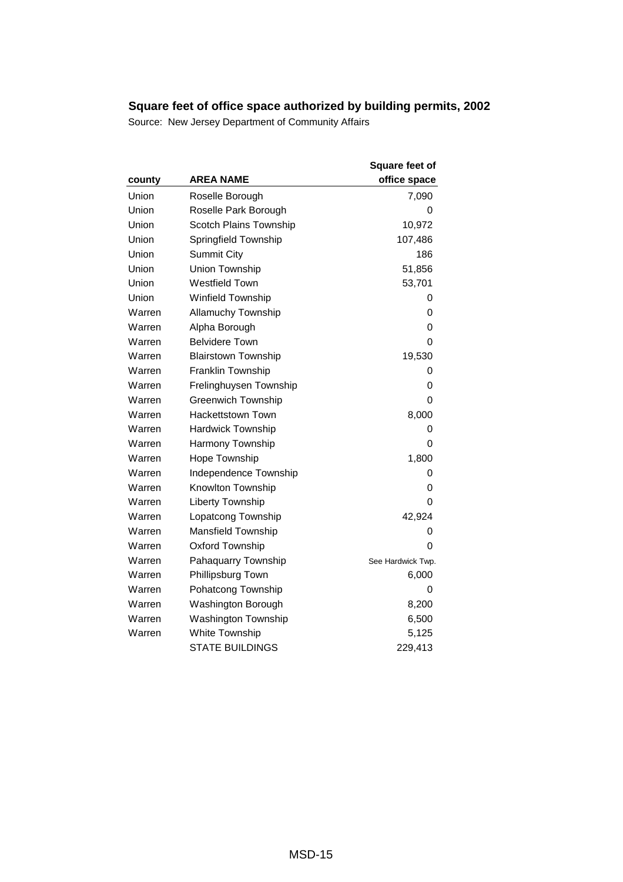## Square feet of office space authorized by building permits, 2002

Source: New Jersey Department of Community Affairs

| county | AREA NAME | Square feet of office space |
| --- | --- | --- |
| Union | Roselle Borough | 7,090 |
| Union | Roselle Park Borough | 0 |
| Union | Scotch Plains Township | 10,972 |
| Union | Springfield Township | 107,486 |
| Union | Summit City | 186 |
| Union | Union Township | 51,856 |
| Union | Westfield Town | 53,701 |
| Union | Winfield Township | 0 |
| Warren | Allamuchy Township | 0 |
| Warren | Alpha Borough | 0 |
| Warren | Belvidere Town | 0 |
| Warren | Blairstown Township | 19,530 |
| Warren | Franklin Township | 0 |
| Warren | Frelinghuysen Township | 0 |
| Warren | Greenwich Township | 0 |
| Warren | Hackettstown Town | 8,000 |
| Warren | Hardwick Township | 0 |
| Warren | Harmony Township | 0 |
| Warren | Hope Township | 1,800 |
| Warren | Independence Township | 0 |
| Warren | Knowlton Township | 0 |
| Warren | Liberty Township | 0 |
| Warren | Lopatcong Township | 42,924 |
| Warren | Mansfield Township | 0 |
| Warren | Oxford Township | 0 |
| Warren | Pahaquarry Township | See Hardwick Twp. |
| Warren | Phillipsburg Town | 6,000 |
| Warren | Pohatcong Township | 0 |
| Warren | Washington Borough | 8,200 |
| Warren | Washington Township | 6,500 |
| Warren | White Township | 5,125 |
| | STATE BUILDINGS | 229,413 |